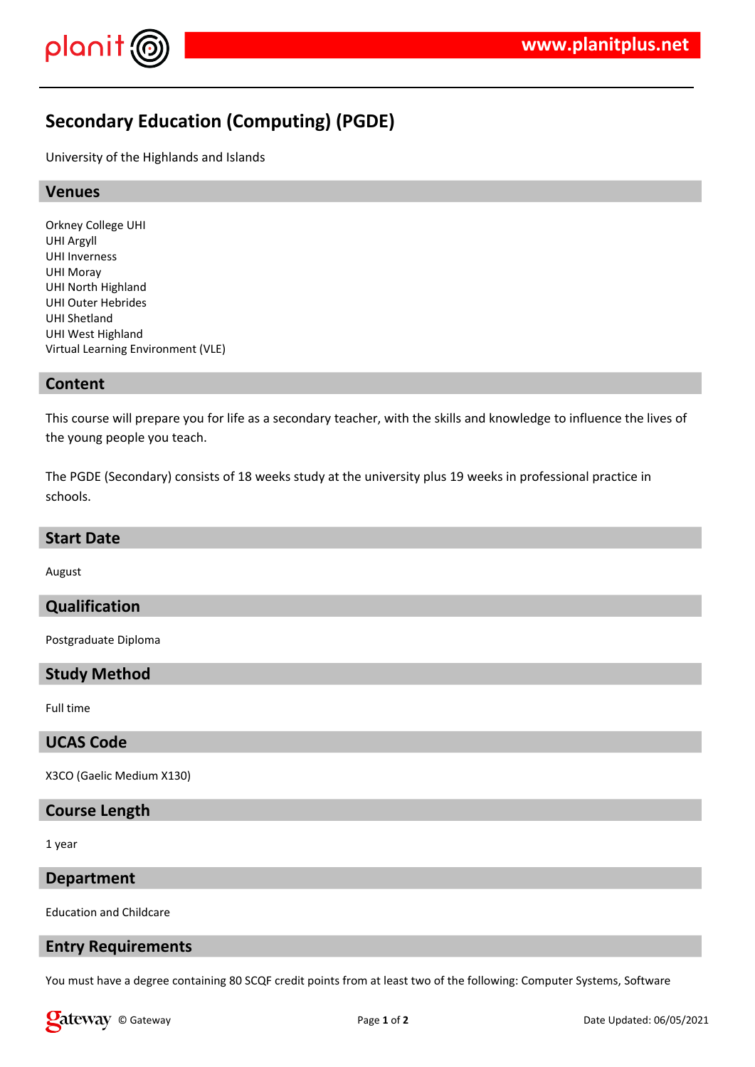# Secondary Education (Computing) (PGDE)

University of the Highlands and Islands

## Venues

Orkney College UHI
UHI Argyll
UHI Inverness
UHI Moray
UHI North Highland
UHI Outer Hebrides
UHI Shetland
UHI West Highland
Virtual Learning Environment (VLE)

## Content

This course will prepare you for life as a secondary teacher, with the skills and knowledge to influence the lives of the young people you teach.

The PGDE (Secondary) consists of 18 weeks study at the university plus 19 weeks in professional practice in schools.

## Start Date

August

## Qualification

Postgraduate Diploma

## Study Method

Full time

## UCAS Code

X3CO (Gaelic Medium X130)

## Course Length

1 year

## Department

Education and Childcare

## Entry Requirements

You must have a degree containing 80 SCQF credit points from at least two of the following: Computer Systems, Software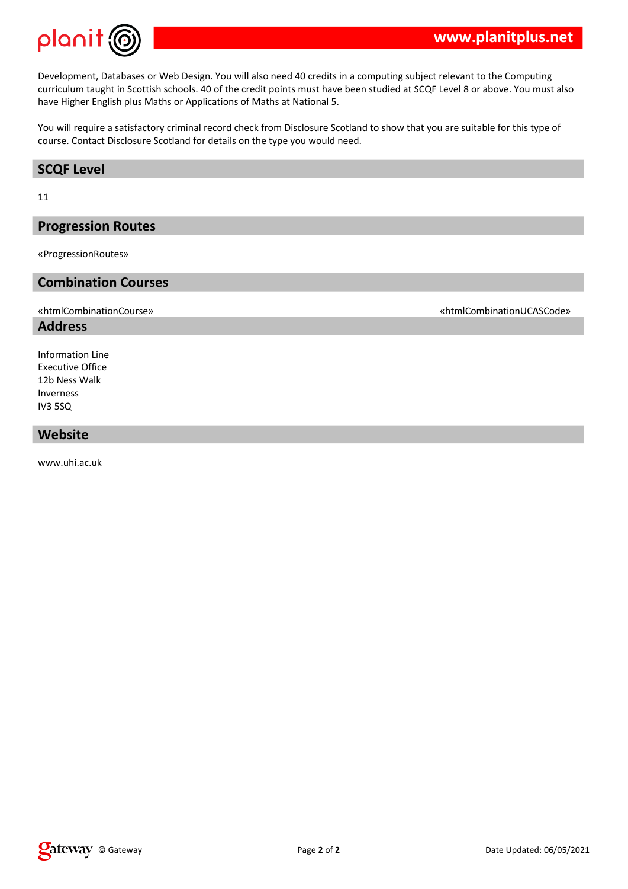Development, Databases or Web Design. You will also need 40 credits in a computing subject relevant to the Computing curriculum taught in Scottish schools. 40 of the credit points must have been studied at SCQF Level 8 or above. You must also have Higher English plus Maths or Applications of Maths at National 5.

You will require a satisfactory criminal record check from Disclosure Scotland to show that you are suitable for this type of course. Contact Disclosure Scotland for details on the type you would need.

## SCQF Level

11

## Progression Routes

«ProgressionRoutes»

## Combination Courses

«htmlCombinationCourse» «htmlCombinationUCASCode»

## Address

Information Line
Executive Office
12b Ness Walk
Inverness
IV3 5SQ

## Website

www.uhi.ac.uk